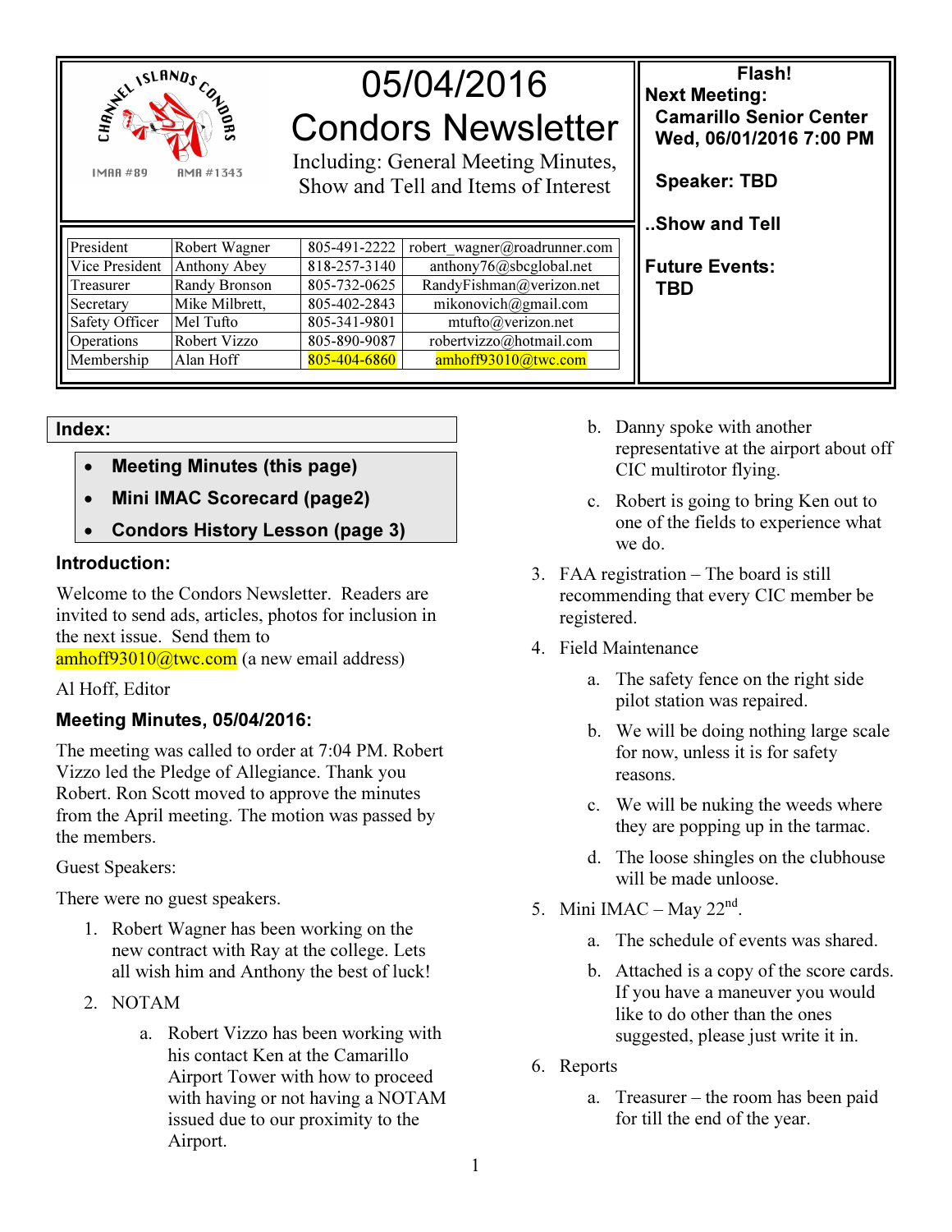CHANNEL ISLANDS CONDORS

IMAA #89 AMA #1343

# 05/04/2016 Condors Newsletter

Including: General Meeting Minutes, Show and Tell and Items of Interest

| President | Robert Wagner | 805-491-2222 | robert_wagner@roadrunner.com |
|---|---|---|---|
| Vice President | Anthony Abey | 818-257-3140 | anthony76@sbcglobal.net |
| Treasurer | Randy Bronson | 805-732-0625 | RandyFishman@verizon.net |
| Secretary | Mike Milbrett, | 805-402-2843 | mikonovich@gmail.com |
| Safety Officer | Mel Tufto | 805-341-9801 | mtufto@verizon.net |
| Operations | Robert Vizzo | 805-890-9087 | robertvizzo@hotmail.com |
| Membership | Alan Hoff | 805-404-6860 | amhoff93010@twc.com |

**Flash!**

**Next Meeting:**

**Camarillo Senior Center**
**Wed, 06/01/2016 7:00 PM**

**Speaker: TBD**

**..Show and Tell**

**Future Events:**
**TBD**

### Index:

- **Meeting Minutes (this page)**
- **Mini IMAC Scorecard (page2)**
- **Condors History Lesson (page 3)**

### Introduction:

Welcome to the Condors Newsletter. Readers are invited to send ads, articles, photos for inclusion in the next issue. Send them to amhoff93010@twc.com (a new email address)

Al Hoff, Editor

### Meeting Minutes, 05/04/2016:

The meeting was called to order at 7:04 PM. Robert Vizzo led the Pledge of Allegiance. Thank you Robert. Ron Scott moved to approve the minutes from the April meeting. The motion was passed by the members.

Guest Speakers:

There were no guest speakers.

1. Robert Wagner has been working on the new contract with Ray at the college. Lets all wish him and Anthony the best of luck!
2. NOTAM
   a. Robert Vizzo has been working with his contact Ken at the Camarillo Airport Tower with how to proceed with having or not having a NOTAM issued due to our proximity to the Airport.
   b. Danny spoke with another representative at the airport about off CIC multirotor flying.
   c. Robert is going to bring Ken out to one of the fields to experience what we do.
3. FAA registration – The board is still recommending that every CIC member be registered.
4. Field Maintenance
   a. The safety fence on the right side pilot station was repaired.
   b. We will be doing nothing large scale for now, unless it is for safety reasons.
   c. We will be nuking the weeds where they are popping up in the tarmac.
   d. The loose shingles on the clubhouse will be made unloose.
5. Mini IMAC – May 22nd.
   a. The schedule of events was shared.
   b. Attached is a copy of the score cards. If you have a maneuver you would like to do other than the ones suggested, please just write it in.
6. Reports
   a. Treasurer – the room has been paid for till the end of the year.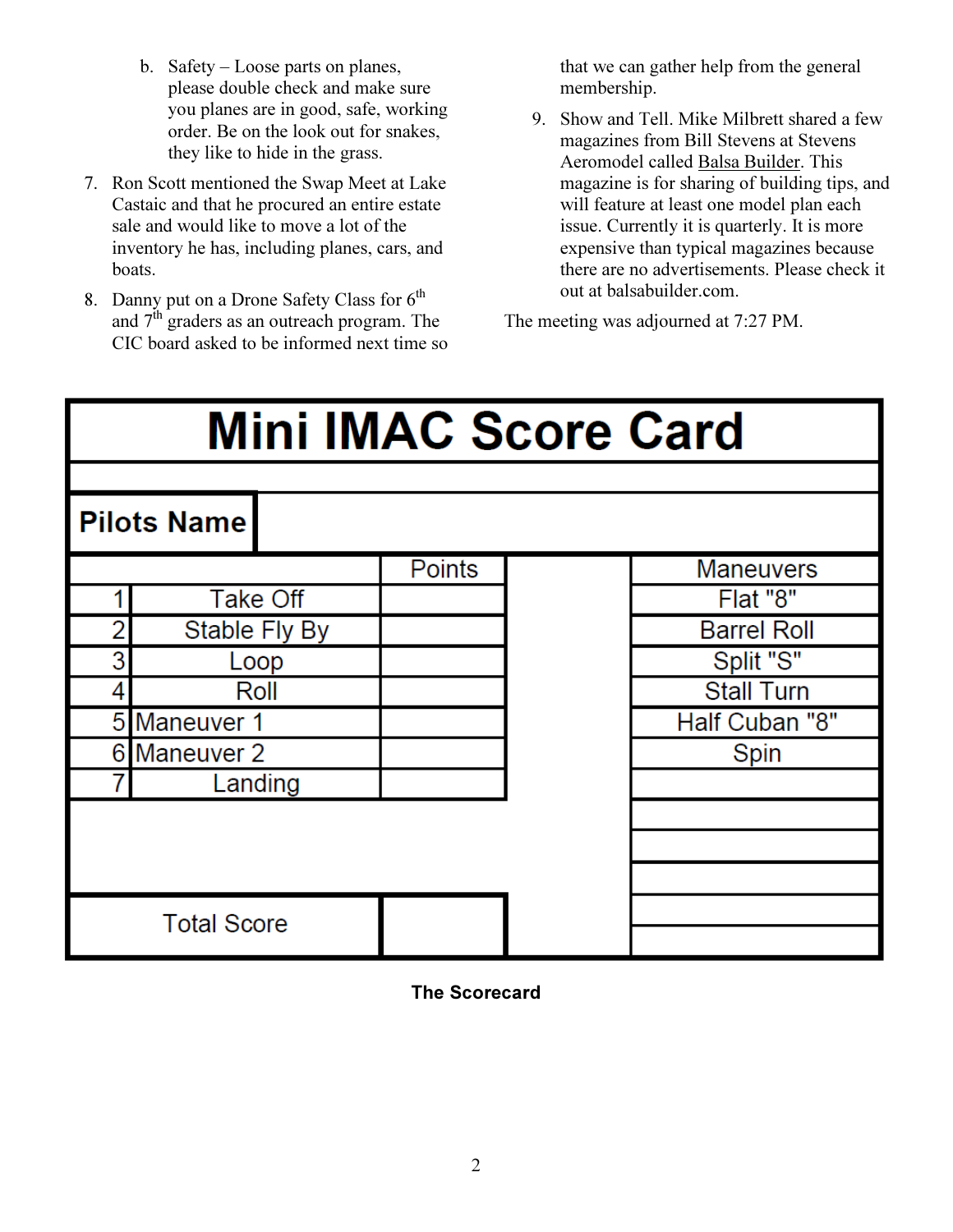b. Safety – Loose parts on planes, please double check and make sure you planes are in good, safe, working order. Be on the look out for snakes, they like to hide in the grass.

7. Ron Scott mentioned the Swap Meet at Lake Castaic and that he procured an entire estate sale and would like to move a lot of the inventory he has, including planes, cars, and boats.

8. Danny put on a Drone Safety Class for 6th and 7th graders as an outreach program. The CIC board asked to be informed next time so that we can gather help from the general membership.

9. Show and Tell. Mike Milbrett shared a few magazines from Bill Stevens at Stevens Aeromodel called Balsa Builder. This magazine is for sharing of building tips, and will feature at least one model plan each issue. Currently it is quarterly. It is more expensive than typical magazines because there are no advertisements. Please check it out at balsabuilder.com.

The meeting was adjourned at 7:27 PM.

# Mini IMAC Score Card

**Pilots Name**

| # | | Points | | Maneuvers |
|---|---|---|---|---|
| 1 | Take Off | | | Flat "8" |
| 2 | Stable Fly By | | | Barrel Roll |
| 3 | Loop | | | Split "S" |
| 4 | Roll | | | Stall Turn |
| 5 | Maneuver 1 | | | Half Cuban "8" |
| 6 | Maneuver 2 | | | Spin |
| 7 | Landing | | | |
| | Total Score | | | |

**The Scorecard**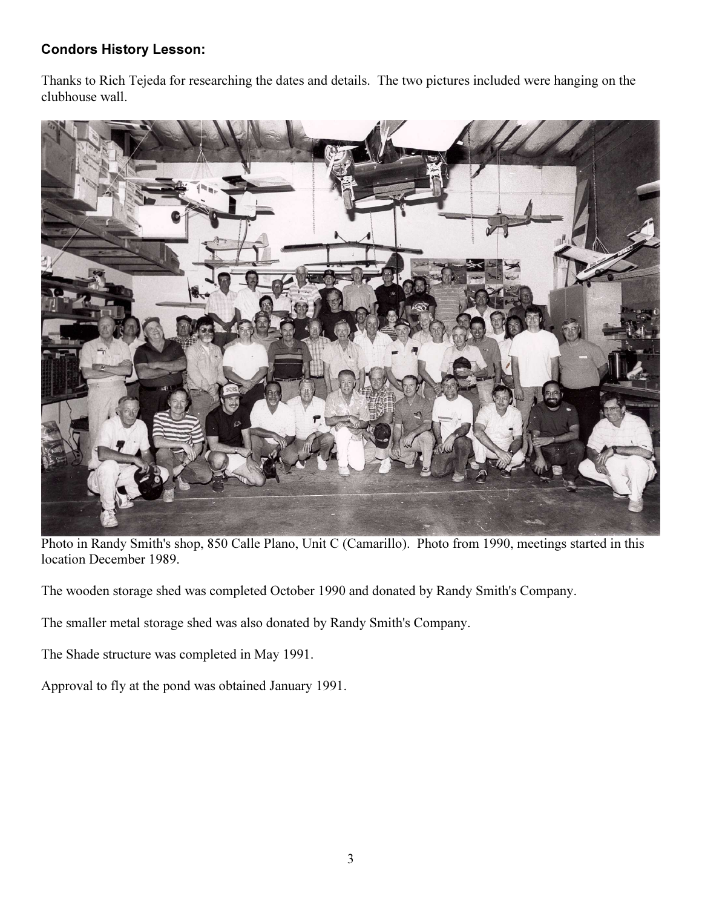**Condors History Lesson:**

Thanks to Rich Tejeda for researching the dates and details. The two pictures included were hanging on the clubhouse wall.

Photo in Randy Smith's shop, 850 Calle Plano, Unit C (Camarillo). Photo from 1990, meetings started in this location December 1989.

The wooden storage shed was completed October 1990 and donated by Randy Smith's Company.

The smaller metal storage shed was also donated by Randy Smith's Company.

The Shade structure was completed in May 1991.

Approval to fly at the pond was obtained January 1991.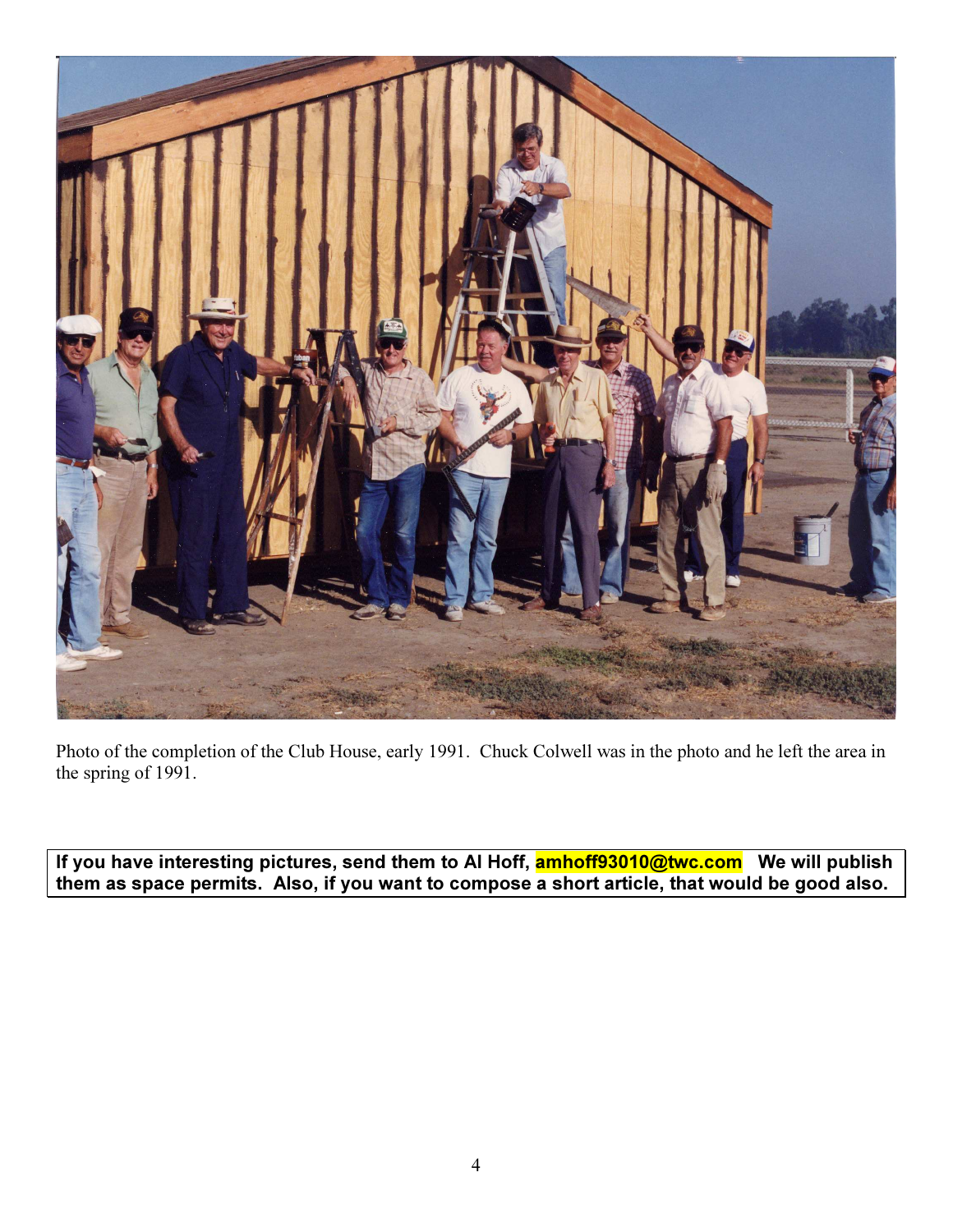Photo of the completion of the Club House, early 1991. Chuck Colwell was in the photo and he left the area in the spring of 1991.

**If you have interesting pictures, send them to Al Hoff, amhoff93010@twc.com We will publish them as space permits. Also, if you want to compose a short article, that would be good also.**